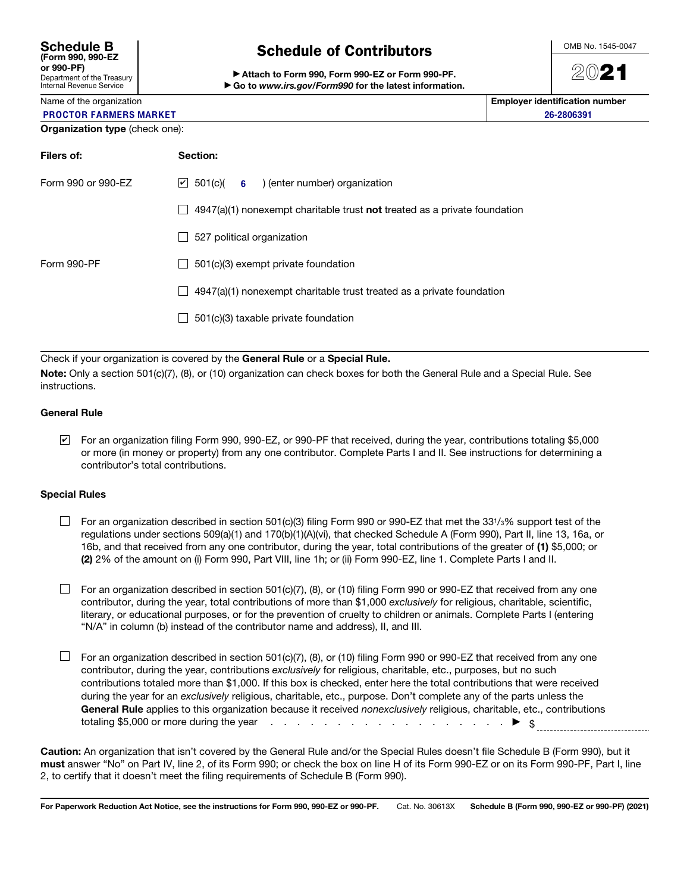**Schedule B (Form 990, 990-EZ or 990-PF)**
Department of the Treasury
Internal Revenue Service

# Schedule of Contributors

▶ **Attach to Form 990, Form 990-EZ or Form 990-PF.**
▶ **Go to *www.irs.gov/Form990* for the latest information.**

OMB No. 1545-0047

**2021**

| Name of the organization | Employer identification number |
|---|---|
| PROCTOR FARMERS MARKET | 26-2806391 |

**Organization type** (check one):

| **Filers of:** | **Section:** |
|---|---|
| Form 990 or 990-EZ | ☑ 501(c)( 6 ) (enter number) organization |
| | ☐ 4947(a)(1) nonexempt charitable trust **not** treated as a private foundation |
| | ☐ 527 political organization |
| Form 990-PF | ☐ 501(c)(3) exempt private foundation |
| | ☐ 4947(a)(1) nonexempt charitable trust treated as a private foundation |
| | ☐ 501(c)(3) taxable private foundation |

Check if your organization is covered by the **General Rule** or a **Special Rule.**

**Note:** Only a section 501(c)(7), (8), or (10) organization can check boxes for both the General Rule and a Special Rule. See instructions.

### General Rule

☑ For an organization filing Form 990, 990-EZ, or 990-PF that received, during the year, contributions totaling $5,000 or more (in money or property) from any one contributor. Complete Parts I and II. See instructions for determining a contributor's total contributions.

### Special Rules

☐ For an organization described in section 501(c)(3) filing Form 990 or 990-EZ that met the 33 1/3% support test of the regulations under sections 509(a)(1) and 170(b)(1)(A)(vi), that checked Schedule A (Form 990), Part II, line 13, 16a, or 16b, and that received from any one contributor, during the year, total contributions of the greater of **(1)** $5,000; or **(2)** 2% of the amount on (i) Form 990, Part VIII, line 1h; or (ii) Form 990-EZ, line 1. Complete Parts I and II.

☐ For an organization described in section 501(c)(7), (8), or (10) filing Form 990 or 990-EZ that received from any one contributor, during the year, total contributions of more than $1,000 *exclusively* for religious, charitable, scientific, literary, or educational purposes, or for the prevention of cruelty to children or animals. Complete Parts I (entering "N/A" in column (b) instead of the contributor name and address), II, and III.

☐ For an organization described in section 501(c)(7), (8), or (10) filing Form 990 or 990-EZ that received from any one contributor, during the year, contributions *exclusively* for religious, charitable, etc., purposes, but no such contributions totaled more than $1,000. If this box is checked, enter here the total contributions that were received during the year for an *exclusively* religious, charitable, etc., purpose. Don't complete any of the parts unless the **General Rule** applies to this organization because it received *nonexclusively* religious, charitable, etc., contributions totaling $5,000 or more during the year . . . . . . . . . . . . . . . . . . . . . . ▶ $ ____________

**Caution:** An organization that isn't covered by the General Rule and/or the Special Rules doesn't file Schedule B (Form 990), but it **must** answer "No" on Part IV, line 2, of its Form 990; or check the box on line H of its Form 990-EZ or on its Form 990-PF, Part I, line 2, to certify that it doesn't meet the filing requirements of Schedule B (Form 990).

**For Paperwork Reduction Act Notice, see the instructions for Form 990, 990-EZ or 990-PF.** Cat. No. 30613X **Schedule B (Form 990, 990-EZ or 990-PF) (2021)**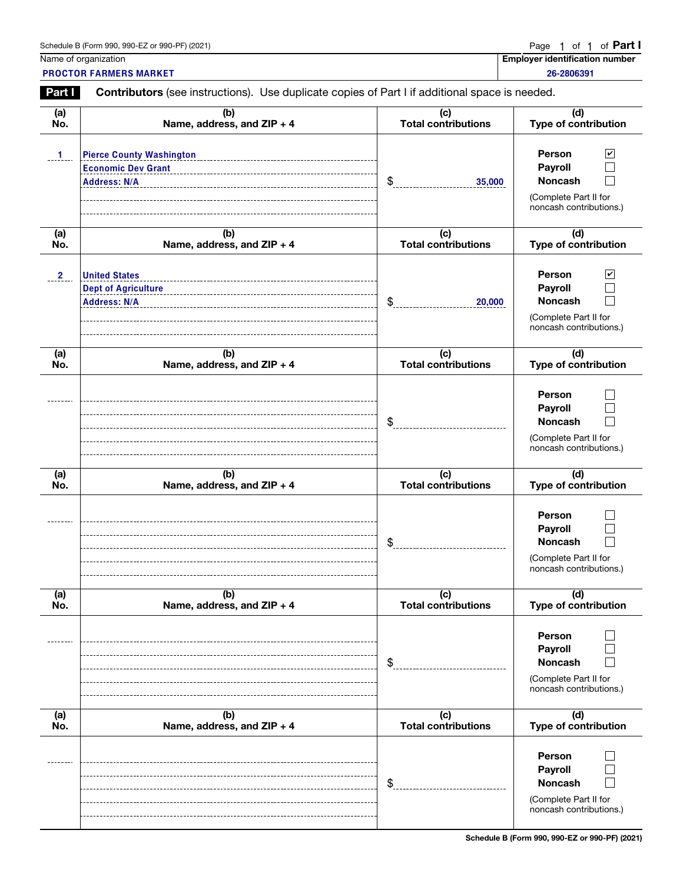Schedule B (Form 990, 990-EZ or 990-PF) (2021)

Page 1 of 1 of **Part I**

| Name of organization | Employer identification number |
|---|---|
| PROCTOR FARMERS MARKET | 26-2806391 |

**Part I** **Contributors** (see instructions). Use duplicate copies of Part I if additional space is needed.

| (a) No. | (b) Name, address, and ZIP + 4 | (c) Total contributions | (d) Type of contribution |
|---|---|---|---|
| 1 | Pierce County Washington<br>Economic Dev Grant<br>Address: N/A | $ 35,000 | Person ☑<br>Payroll ☐<br>Noncash ☐<br>(Complete Part II for noncash contributions.) |
| 2 | United States<br>Dept of Agriculture<br>Address: N/A | $ 20,000 | Person ☑<br>Payroll ☐<br>Noncash ☐<br>(Complete Part II for noncash contributions.) |
| | | $ | Person ☐<br>Payroll ☐<br>Noncash ☐<br>(Complete Part II for noncash contributions.) |
| | | $ | Person ☐<br>Payroll ☐<br>Noncash ☐<br>(Complete Part II for noncash contributions.) |
| | | $ | Person ☐<br>Payroll ☐<br>Noncash ☐<br>(Complete Part II for noncash contributions.) |
| | | $ | Person ☐<br>Payroll ☐<br>Noncash ☐<br>(Complete Part II for noncash contributions.) |

Schedule B (Form 990, 990-EZ or 990-PF) (2021)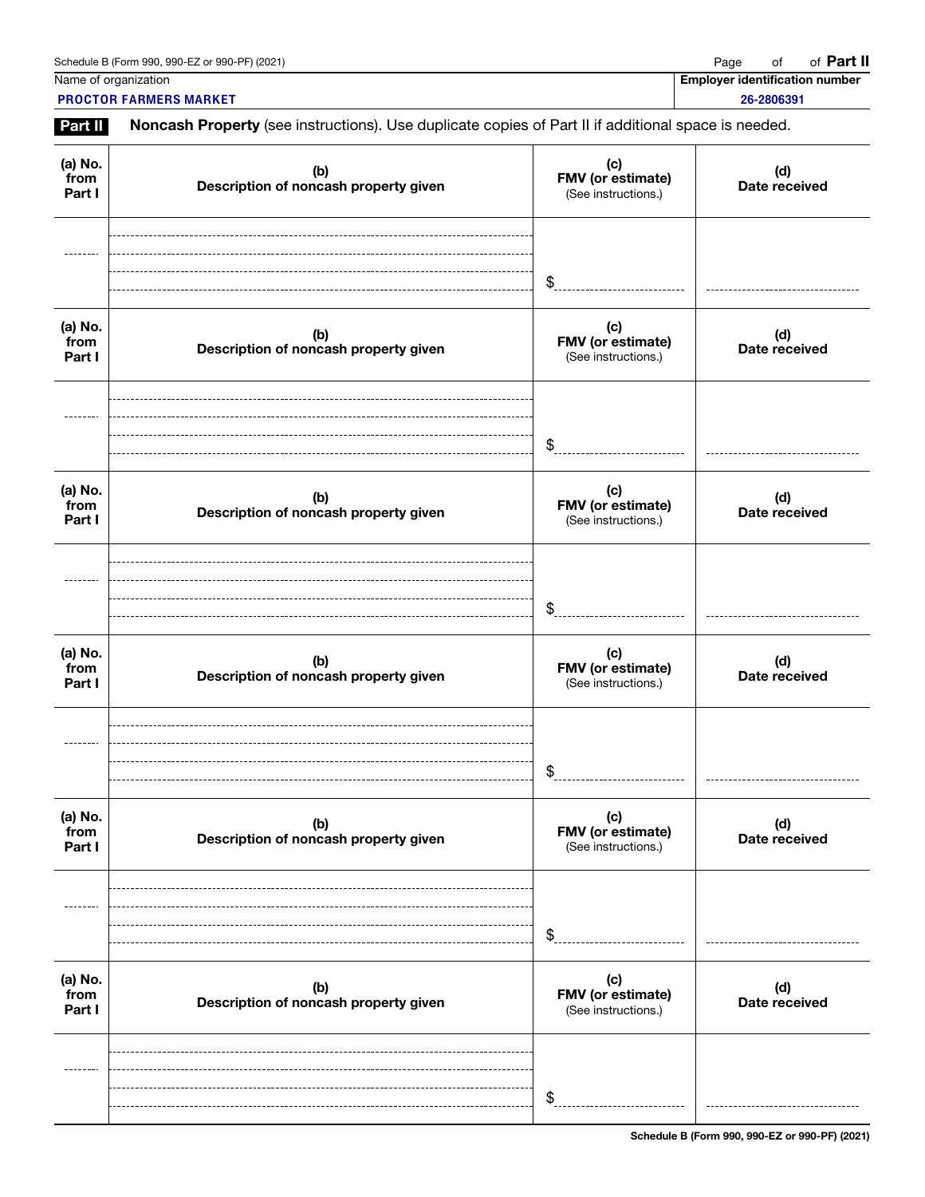Schedule B (Form 990, 990-EZ or 990-PF) (2021)

Page of of **Part II**

| Name of organization | Employer identification number |
| --- | --- |
| PROCTOR FARMERS MARKET | 26-2806391 |

**Part II** **Noncash Property** (see instructions). Use duplicate copies of Part II if additional space is needed.

| (a) No. from Part I | (b) Description of noncash property given | (c) FMV (or estimate) (See instructions.) | (d) Date received |
| --- | --- | --- | --- |
| | | $ | |

| (a) No. from Part I | (b) Description of noncash property given | (c) FMV (or estimate) (See instructions.) | (d) Date received |
| --- | --- | --- | --- |
| | | $ | |

| (a) No. from Part I | (b) Description of noncash property given | (c) FMV (or estimate) (See instructions.) | (d) Date received |
| --- | --- | --- | --- |
| | | $ | |

| (a) No. from Part I | (b) Description of noncash property given | (c) FMV (or estimate) (See instructions.) | (d) Date received |
| --- | --- | --- | --- |
| | | $ | |

| (a) No. from Part I | (b) Description of noncash property given | (c) FMV (or estimate) (See instructions.) | (d) Date received |
| --- | --- | --- | --- |
| | | $ | |

| (a) No. from Part I | (b) Description of noncash property given | (c) FMV (or estimate) (See instructions.) | (d) Date received |
| --- | --- | --- | --- |
| | | $ | |

Schedule B (Form 990, 990-EZ or 990-PF) (2021)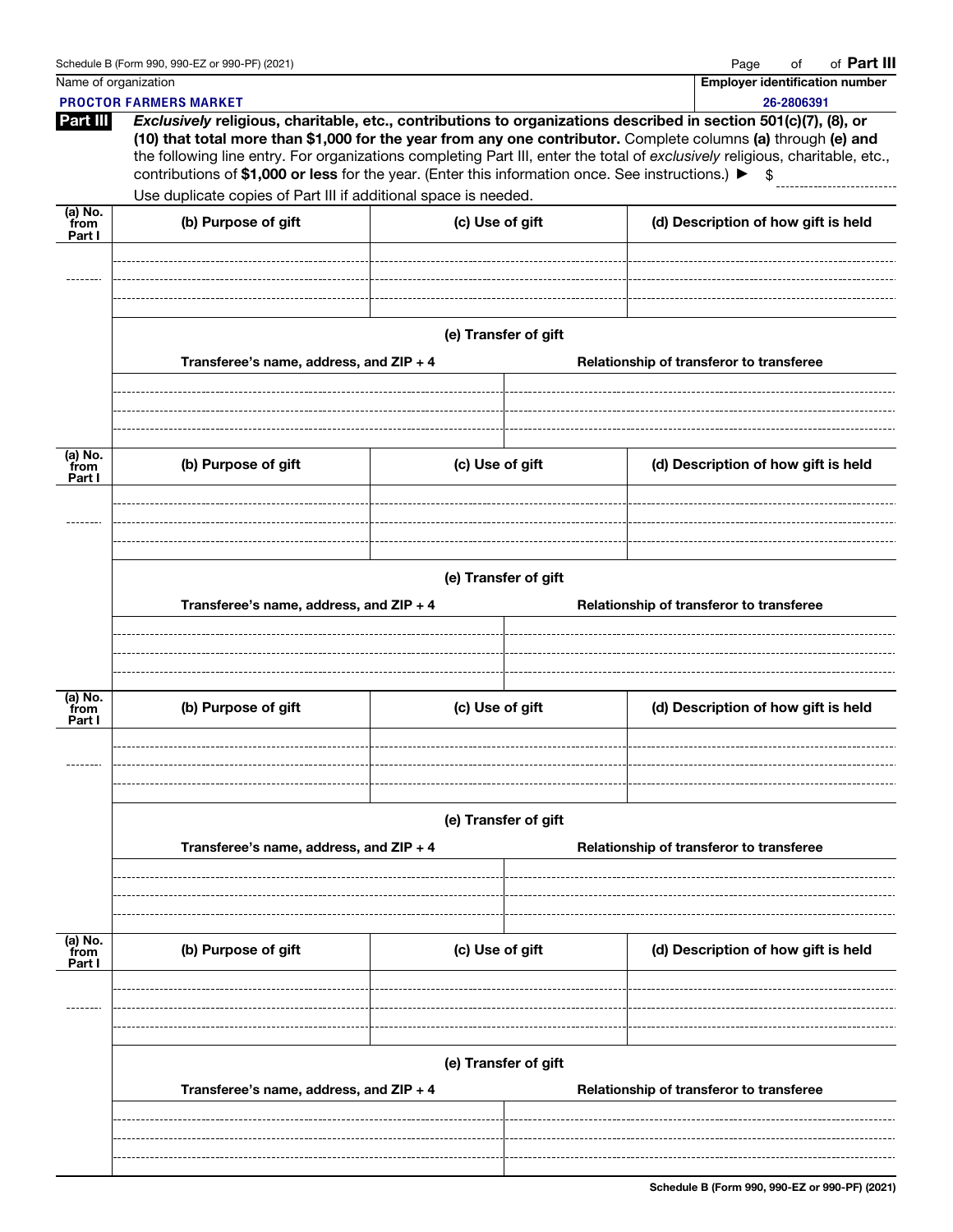Schedule B (Form 990, 990-EZ or 990-PF) (2021) Page of of **Part III**

Name of organization: **PROCTOR FARMERS MARKET**

Employer identification number: **26-2806391**

**Part III** *Exclusively* **religious, charitable, etc., contributions to organizations described in section 501(c)(7), (8), or (10) that total more than $1,000 for the year from any one contributor.** Complete columns **(a)** through **(e) and** the following line entry. For organizations completing Part III, enter the total of *exclusively* religious, charitable, etc., contributions of **$1,000 or less** for the year. (Enter this information once. See instructions.) ▶ $

Use duplicate copies of Part III if additional space is needed.

| (a) No. from Part I | (b) Purpose of gift | (c) Use of gift | (d) Description of how gift is held |
|---|---|---|---|
| | | | |

(e) Transfer of gift

| Transferee's name, address, and ZIP + 4 | Relationship of transferor to transferee |
|---|---|
| | |

| (a) No. from Part I | (b) Purpose of gift | (c) Use of gift | (d) Description of how gift is held |
|---|---|---|---|
| | | | |

(e) Transfer of gift

| Transferee's name, address, and ZIP + 4 | Relationship of transferor to transferee |
|---|---|
| | |

| (a) No. from Part I | (b) Purpose of gift | (c) Use of gift | (d) Description of how gift is held |
|---|---|---|---|
| | | | |

(e) Transfer of gift

| Transferee's name, address, and ZIP + 4 | Relationship of transferor to transferee |
|---|---|
| | |

| (a) No. from Part I | (b) Purpose of gift | (c) Use of gift | (d) Description of how gift is held |
|---|---|---|---|
| | | | |

(e) Transfer of gift

| Transferee's name, address, and ZIP + 4 | Relationship of transferor to transferee |
|---|---|
| | |

Schedule B (Form 990, 990-EZ or 990-PF) (2021)